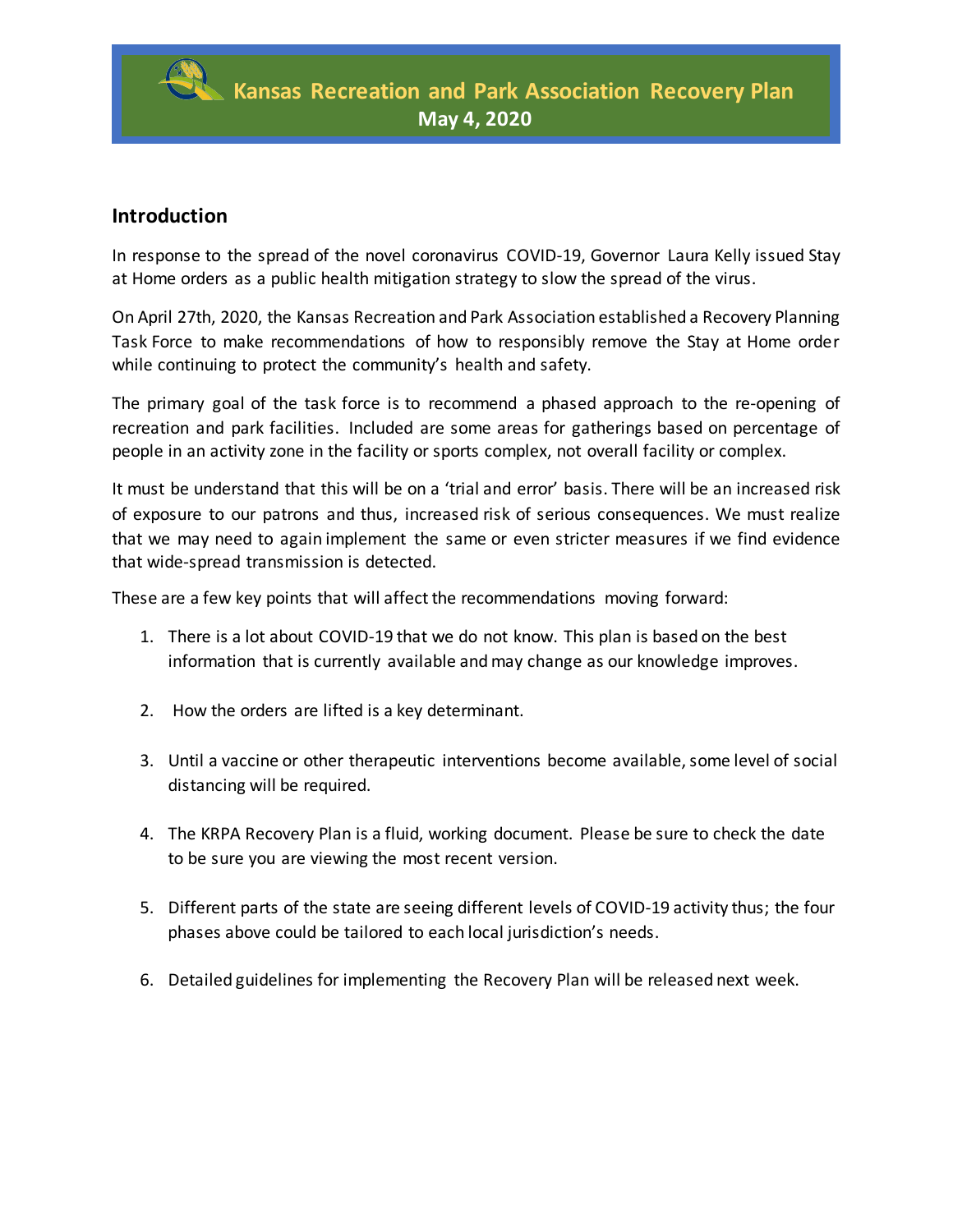# Kansas Recreation and Park Association Recovery Plan

**May 4, 2020**

## Introduction

In response to the spread of the novel coronavirus COVID-19, Governor Laura Kelly issued Stay at Home orders as a public health mitigation strategy to slow the spread of the virus.

On April 27th, 2020, the Kansas Recreation and Park Association established a Recovery Planning Task Force to make recommendations of how to responsibly remove the Stay at Home order while continuing to protect the community's health and safety.

The primary goal of the task force is to recommend a phased approach to the re-opening of recreation and park facilities. Included are some areas for gatherings based on percentage of people in an activity zone in the facility or sports complex, not overall facility or complex.

It must be understand that this will be on a 'trial and error' basis. There will be an increased risk of exposure to our patrons and thus, increased risk of serious consequences. We must realize that we may need to again implement the same or even stricter measures if we find evidence that wide-spread transmission is detected.

These are a few key points that will affect the recommendations moving forward:

1. There is a lot about COVID-19 that we do not know. This plan is based on the best information that is currently available and may change as our knowledge improves.
2. How the orders are lifted is a key determinant.
3. Until a vaccine or other therapeutic interventions become available, some level of social distancing will be required.
4. The KRPA Recovery Plan is a fluid, working document. Please be sure to check the date to be sure you are viewing the most recent version.
5. Different parts of the state are seeing different levels of COVID-19 activity thus; the four phases above could be tailored to each local jurisdiction's needs.
6. Detailed guidelines for implementing the Recovery Plan will be released next week.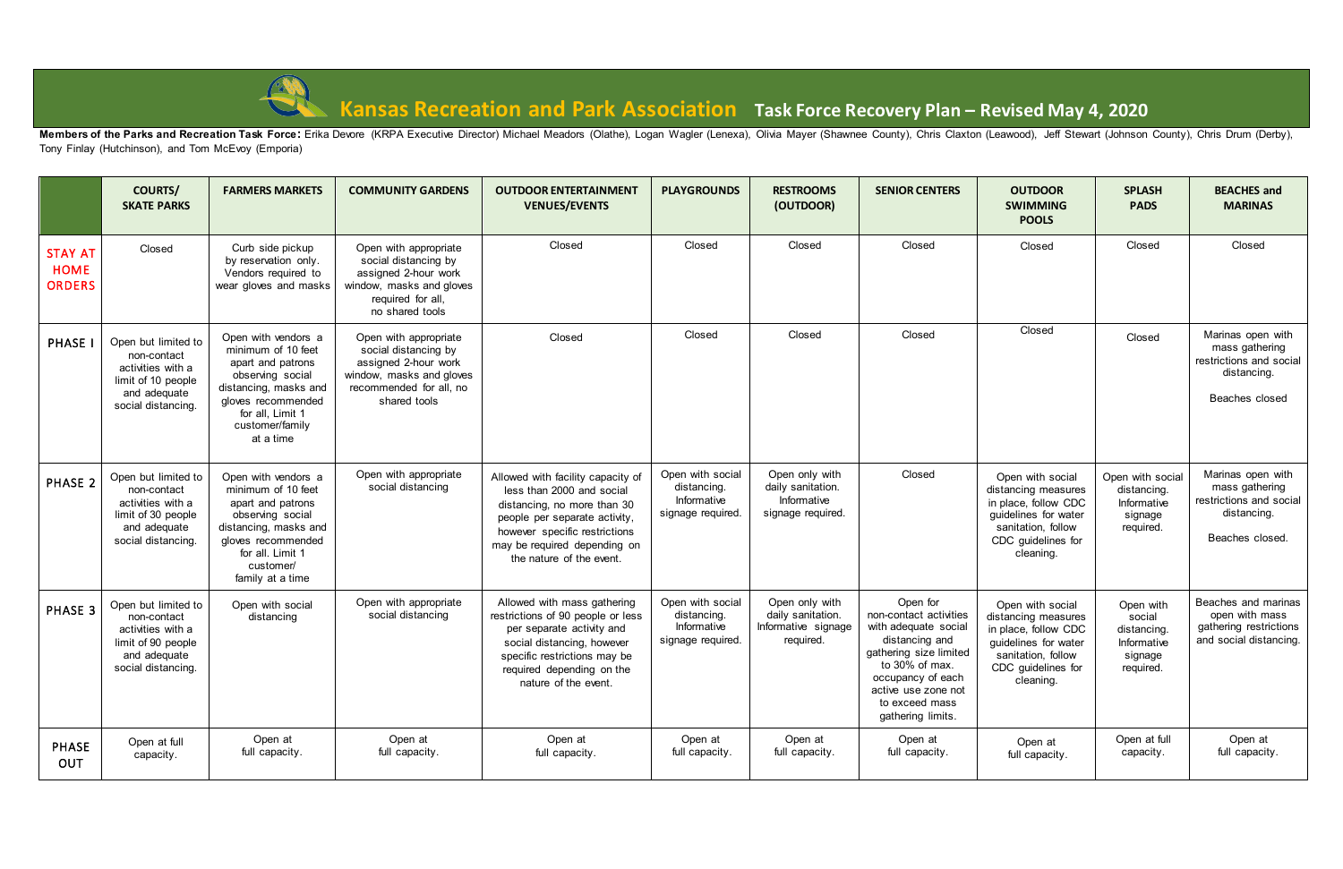# Kansas Recreation and Park Association Task Force Recovery Plan – Revised May 4, 2020

**Members of the Parks and Recreation Task Force:** Erika Devore (KRPA Executive Director) Michael Meadors (Olathe), Logan Wagler (Lenexa), Olivia Mayer (Shawnee County), Chris Claxton (Leawood), Jeff Stewart (Johnson County), Chris Drum (Derby), Tony Finlay (Hutchinson), and Tom McEvoy (Emporia)

| | COURTS/ SKATE PARKS | FARMERS MARKETS | COMMUNITY GARDENS | OUTDOOR ENTERTAINMENT VENUES/EVENTS | PLAYGROUNDS | RESTROOMS (OUTDOOR) | SENIOR CENTERS | OUTDOOR SWIMMING POOLS | SPLASH PADS | BEACHES and MARINAS |
|---|---|---|---|---|---|---|---|---|---|---|
| STAY AT HOME ORDERS | Closed | Curb side pickup by reservation only. Vendors required to wear gloves and masks | Open with appropriate social distancing by assigned 2-hour work window, masks and gloves required for all, no shared tools | Closed | Closed | Closed | Closed | Closed | Closed | Closed |
| PHASE I | Open but limited to non-contact activities with a limit of 10 people and adequate social distancing. | Open with vendors a minimum of 10 feet apart and patrons observing social distancing, masks and gloves recommended for all, Limit 1 customer/family at a time | Open with appropriate social distancing by assigned 2-hour work window, masks and gloves recommended for all, no shared tools | Closed | Closed | Closed | Closed | Closed | Closed | Marinas open with mass gathering restrictions and social distancing. Beaches closed |
| PHASE 2 | Open but limited to non-contact activities with a limit of 30 people and adequate social distancing. | Open with vendors a minimum of 10 feet apart and patrons observing social distancing, masks and gloves recommended for all. Limit 1 customer/ family at a time | Open with appropriate social distancing | Allowed with facility capacity of less than 2000 and social distancing, no more than 30 people per separate activity, however specific restrictions may be required depending on the nature of the event. | Open with social distancing. Informative signage required. | Open only with daily sanitation. Informative signage required. | Closed | Open with social distancing measures in place, follow CDC guidelines for water sanitation, follow CDC guidelines for cleaning. | Open with social distancing. Informative signage required. | Marinas open with mass gathering restrictions and social distancing. Beaches closed. |
| PHASE 3 | Open but limited to non-contact activities with a limit of 90 people and adequate social distancing. | Open with social distancing | Open with appropriate social distancing | Allowed with mass gathering restrictions of 90 people or less per separate activity and social distancing, however specific restrictions may be required depending on the nature of the event. | Open with social distancing. Informative signage required. | Open only with daily sanitation. Informative signage required. | Open for non-contact activities with adequate social distancing and gathering size limited to 30% of max. occupancy of each active use zone not to exceed mass gathering limits. | Open with social distancing measures in place, follow CDC guidelines for water sanitation, follow CDC guidelines for cleaning. | Open with social distancing. Informative signage required. | Beaches and marinas open with mass gathering restrictions and social distancing. |
| PHASE OUT | Open at full capacity. | Open at full capacity. | Open at full capacity. | Open at full capacity. | Open at full capacity. | Open at full capacity. | Open at full capacity. | Open at full capacity. | Open at full capacity. | Open at full capacity. |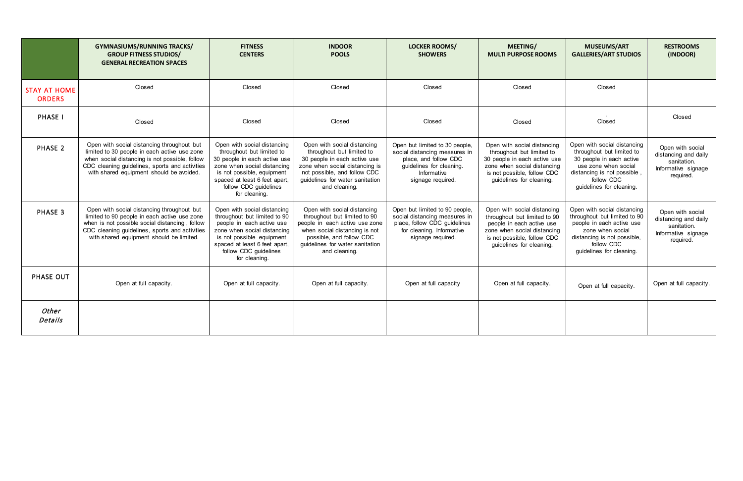| | GYMNASIUMS/RUNNING TRACKS/ GROUP FITNESS STUDIOS/ GENERAL RECREATION SPACES | FITNESS CENTERS | INDOOR POOLS | LOCKER ROOMS/ SHOWERS | MEETING/ MULTI PURPOSE ROOMS | MUSEUMS/ART GALLERIES/ART STUDIOS | RESTROOMS (INDOOR) |
|---|---|---|---|---|---|---|---|
| STAY AT HOME ORDERS | Closed | Closed | Closed | Closed | Closed | Closed | |
| PHASE I | Closed | Closed | Closed | Closed | Closed | Closed | Closed |
| PHASE 2 | Open with social distancing throughout but limited to 30 people in each active use zone when social distancing is not possible, follow CDC cleaning guidelines, sports and activities with shared equipment should be avoided. | Open with social distancing throughout but limited to 30 people in each active use zone when social distancing is not possible, equipment spaced at least 6 feet apart, follow CDC guidelines for cleaning. | Open with social distancing throughout but limited to 30 people in each active use zone when social distancing is not possible, and follow CDC guidelines for water sanitation and cleaning. | Open but limited to 30 people, social distancing measures in place, and follow CDC guidelines for cleaning. Informative signage required. | Open with social distancing throughout but limited to 30 people in each active use zone when social distancing is not possible, follow CDC guidelines for cleaning. | Open with social distancing throughout but limited to 30 people in each active use zone when social distancing is not possible , follow CDC guidelines for cleaning. | Open with social distancing and daily sanitation. Informative signage required. |
| PHASE 3 | Open with social distancing throughout but limited to 90 people in each active use zone when is not possible social distancing , follow CDC cleaning guidelines, sports and activities with shared equipment should be limited. | Open with social distancing throughout but limited to 90 people in each active use zone when social distancing is not possible equipment spaced at least 6 feet apart, follow CDC guidelines for cleaning. | Open with social distancing throughout but limited to 90 people in each active use zone when social distancing is not possible, and follow CDC guidelines for water sanitation and cleaning. | Open but limited to 90 people, social distancing measures in place, follow CDC guidelines for cleaning. Informative signage required. | Open with social distancing throughout but limited to 90 people in each active use zone when social distancing is not possible, follow CDC guidelines for cleaning. | Open with social distancing throughout but limited to 90 people in each active use zone when social distancing is not possible, follow CDC guidelines for cleaning. | Open with social distancing and daily sanitation. Informative signage required. |
| PHASE OUT | Open at full capacity. | Open at full capacity. | Open at full capacity. | Open at full capacity | Open at full capacity. | Open at full capacity. | Open at full capacity. |
| *Other Details* | | | | | | | |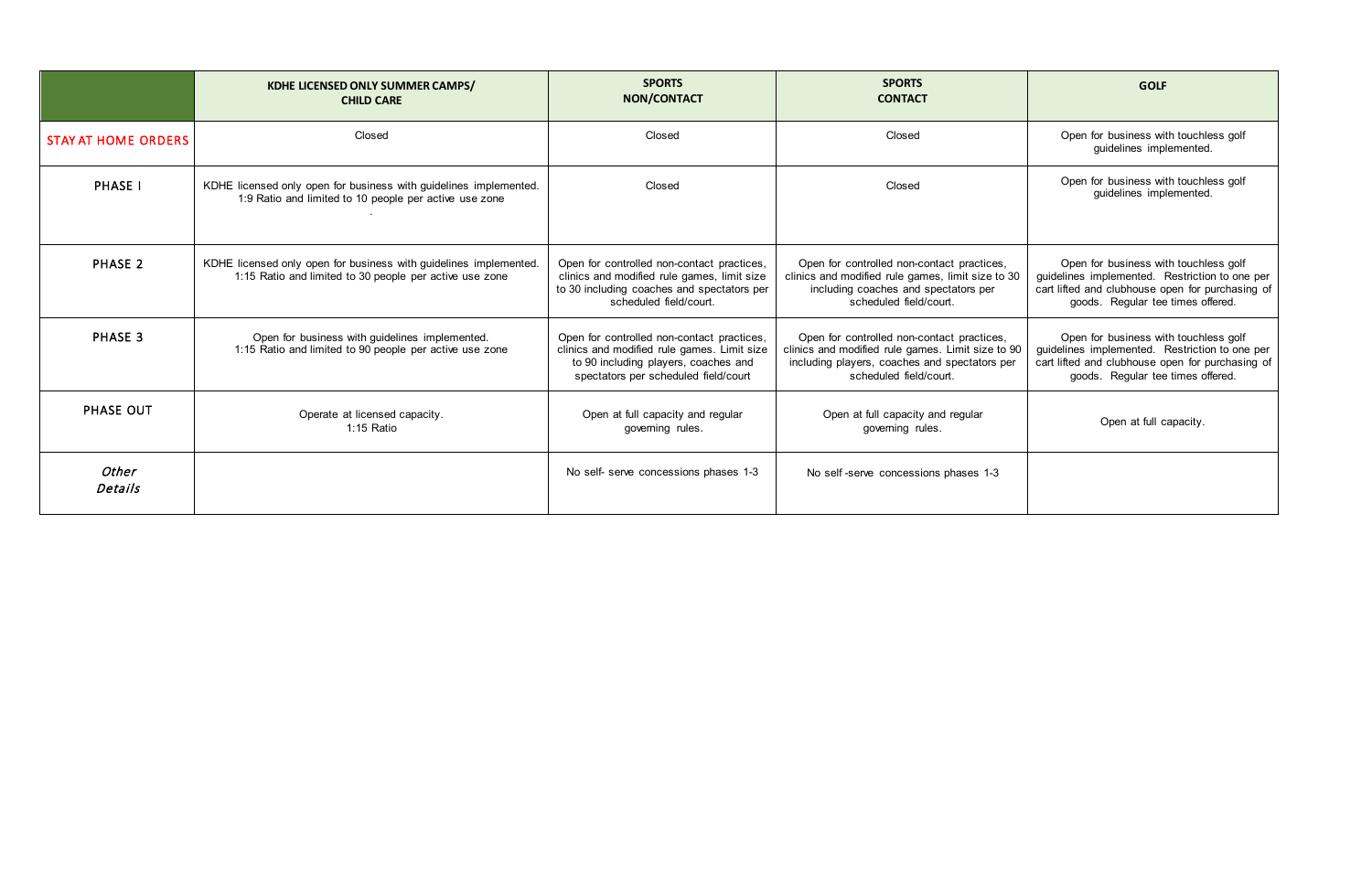| | KDHE LICENSED ONLY SUMMER CAMPS/ CHILD CARE | SPORTS NON/CONTACT | SPORTS CONTACT | GOLF |
|---|---|---|---|---|
| STAY AT HOME ORDERS | Closed | Closed | Closed | Open for business with touchless golf guidelines implemented. |
| PHASE I | KDHE licensed only open for business with guidelines implemented. 1:9 Ratio and limited to 10 people per active use zone . | Closed | Closed | Open for business with touchless golf guidelines implemented. |
| PHASE 2 | KDHE licensed only open for business with guidelines implemented. 1:15 Ratio and limited to 30 people per active use zone | Open for controlled non-contact practices, clinics and modified rule games, limit size to 30 including coaches and spectators per scheduled field/court. | Open for controlled non-contact practices, clinics and modified rule games, limit size to 30 including coaches and spectators per scheduled field/court. | Open for business with touchless golf guidelines implemented. Restriction to one per cart lifted and clubhouse open for purchasing of goods. Regular tee times offered. |
| PHASE 3 | Open for business with guidelines implemented. 1:15 Ratio and limited to 90 people per active use zone | Open for controlled non-contact practices, clinics and modified rule games. Limit size to 90 including players, coaches and spectators per scheduled field/court | Open for controlled non-contact practices, clinics and modified rule games. Limit size to 90 including players, coaches and spectators per scheduled field/court. | Open for business with touchless golf guidelines implemented. Restriction to one per cart lifted and clubhouse open for purchasing of goods. Regular tee times offered. |
| PHASE OUT | Operate at licensed capacity. 1:15 Ratio | Open at full capacity and regular governing rules. | Open at full capacity and regular governing rules. | Open at full capacity. |
| *Other Details* | | No self- serve concessions phases 1-3 | No self -serve concessions phases 1-3 | |